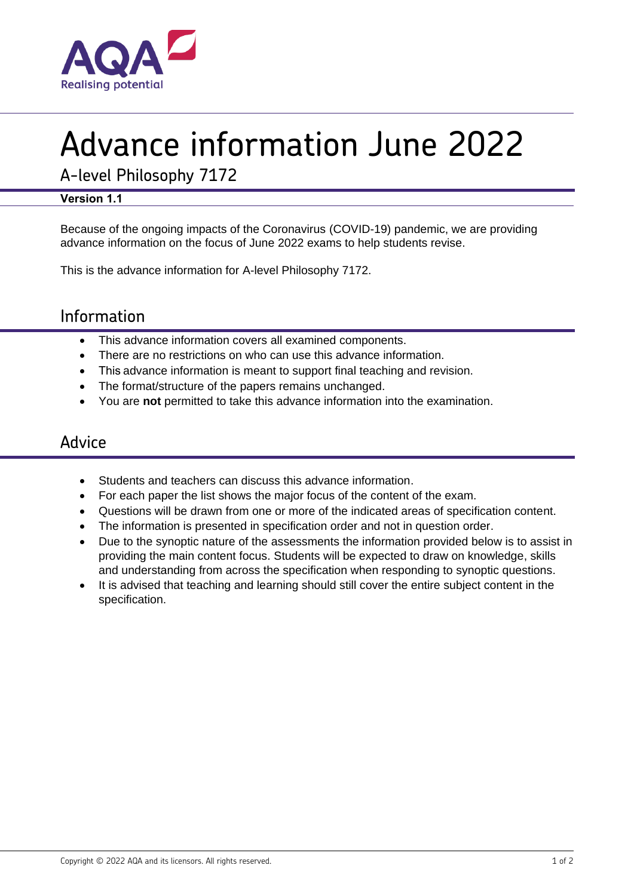# Advance information June 2022

## A-level Philosophy 7172

**Version 1.1**

Because of the ongoing impacts of the Coronavirus (COVID-19) pandemic, we are providing advance information on the focus of June 2022 exams to help students revise.

This is the advance information for A-level Philosophy 7172.

## Information

- This advance information covers all examined components.
- There are no restrictions on who can use this advance information.
- This advance information is meant to support final teaching and revision.
- The format/structure of the papers remains unchanged.
- You are **not** permitted to take this advance information into the examination.

## Advice

- Students and teachers can discuss this advance information.
- For each paper the list shows the major focus of the content of the exam.
- Questions will be drawn from one or more of the indicated areas of specification content.
- The information is presented in specification order and not in question order.
- Due to the synoptic nature of the assessments the information provided below is to assist in providing the main content focus. Students will be expected to draw on knowledge, skills and understanding from across the specification when responding to synoptic questions.
- It is advised that teaching and learning should still cover the entire subject content in the specification.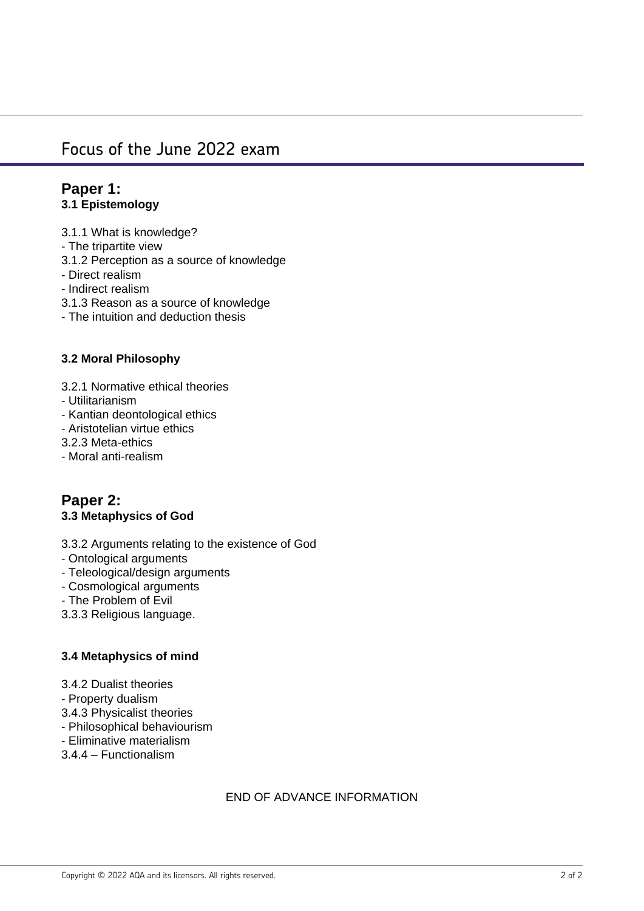# Focus of the June 2022 exam

## Paper 1:

### 3.1 Epistemology

3.1.1 What is knowledge?
- The tripartite view

3.1.2 Perception as a source of knowledge
- Direct realism
- Indirect realism

3.1.3 Reason as a source of knowledge
- The intuition and deduction thesis

### 3.2 Moral Philosophy

3.2.1 Normative ethical theories
- Utilitarianism
- Kantian deontological ethics
- Aristotelian virtue ethics

3.2.3 Meta-ethics
- Moral anti-realism

## Paper 2:

### 3.3 Metaphysics of God

3.3.2 Arguments relating to the existence of God
- Ontological arguments
- Teleological/design arguments
- Cosmological arguments
- The Problem of Evil

3.3.3 Religious language.

### 3.4 Metaphysics of mind

3.4.2 Dualist theories
- Property dualism

3.4.3 Physicalist theories
- Philosophical behaviourism
- Eliminative materialism

3.4.4 – Functionalism

END OF ADVANCE INFORMATION

Copyright © 2022 AQA and its licensors. All rights reserved.